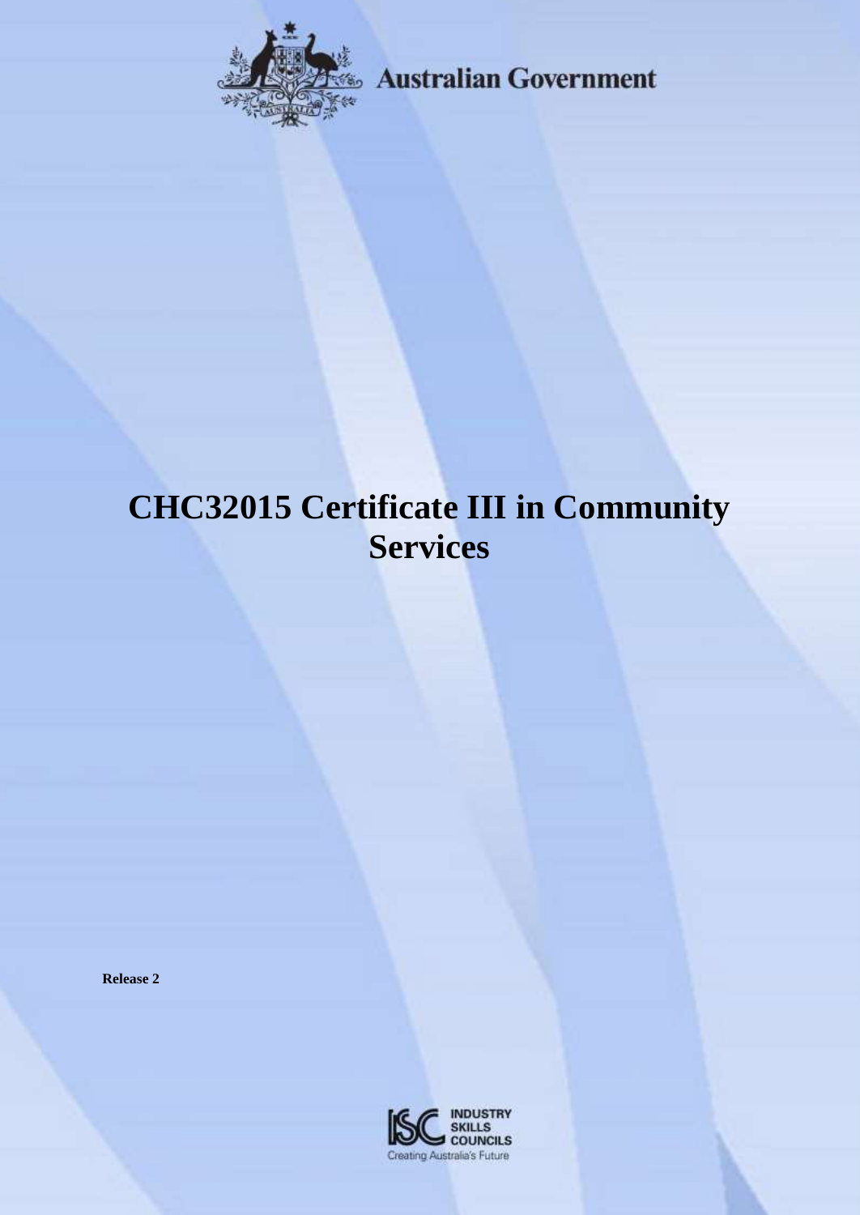Australian Government

# CHC32015 Certificate III in Community Services

**Release 2**

INDUSTRY SKILLS COUNCILS

Creating Australia's Future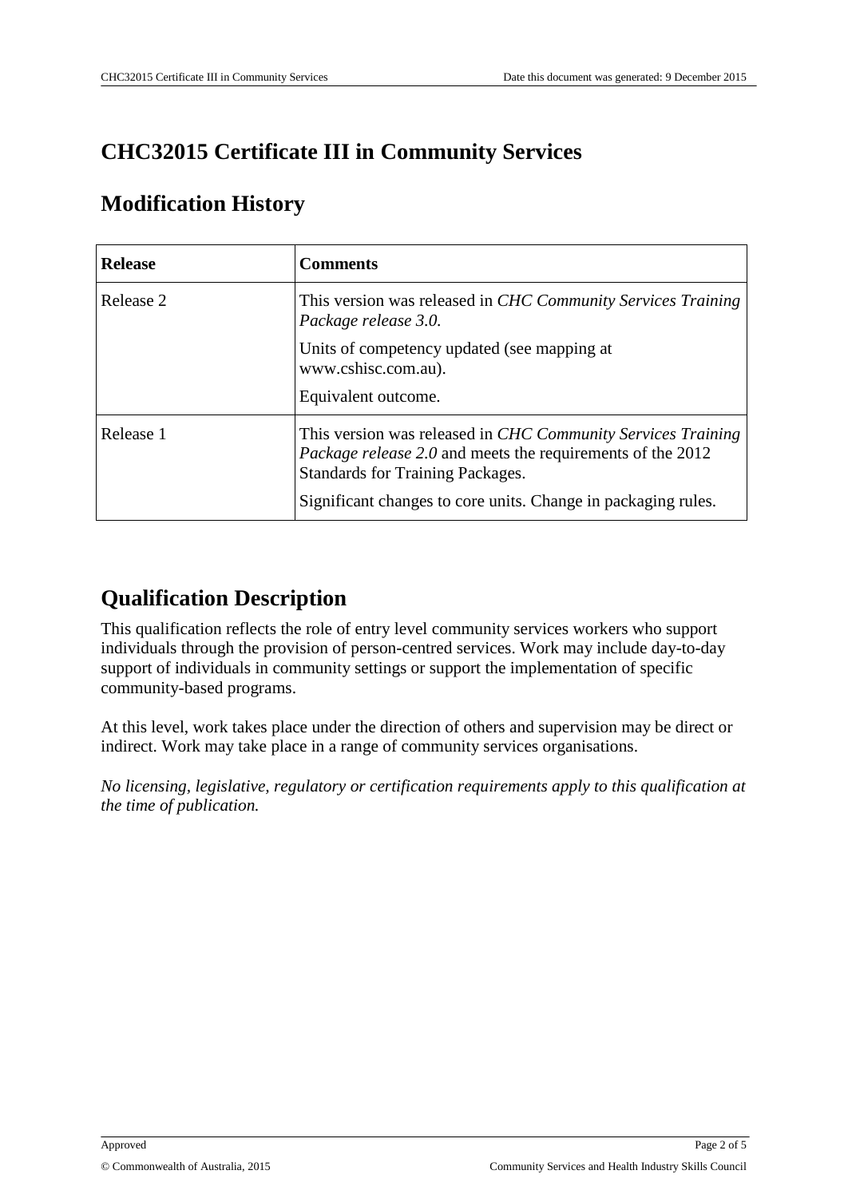# CHC32015 Certificate III in Community Services

## Modification History

| Release | Comments |
|---|---|
| Release 2 | This version was released in *CHC Community Services Training Package release 3.0.*<br><br>Units of competency updated (see mapping at www.cshisc.com.au).<br><br>Equivalent outcome. |
| Release 1 | This version was released in *CHC Community Services Training Package release 2.0* and meets the requirements of the 2012 Standards for Training Packages.<br><br>Significant changes to core units. Change in packaging rules. |

## Qualification Description

This qualification reflects the role of entry level community services workers who support individuals through the provision of person-centred services. Work may include day-to-day support of individuals in community settings or support the implementation of specific community-based programs.

At this level, work takes place under the direction of others and supervision may be direct or indirect. Work may take place in a range of community services organisations.

*No licensing, legislative, regulatory or certification requirements apply to this qualification at the time of publication.*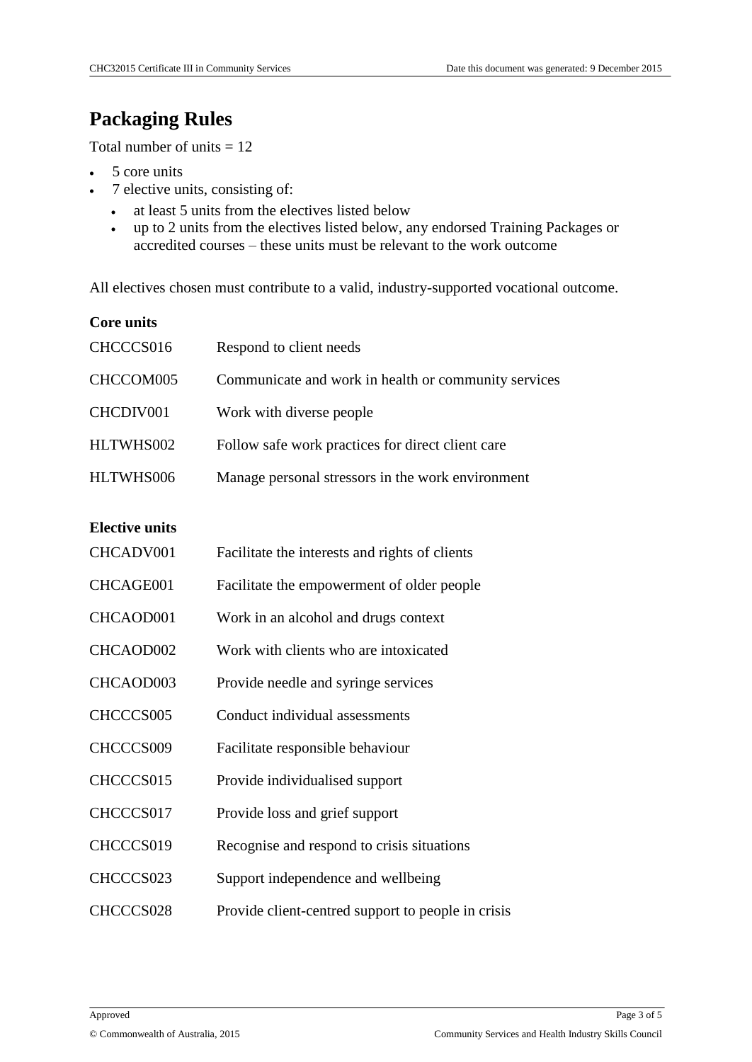# Packaging Rules

Total number of units = 12

- 5 core units
- 7 elective units, consisting of:
  - at least 5 units from the electives listed below
  - up to 2 units from the electives listed below, any endorsed Training Packages or accredited courses – these units must be relevant to the work outcome

All electives chosen must contribute to a valid, industry-supported vocational outcome.

**Core units**

| | |
|---|---|
| CHCCCS016 | Respond to client needs |
| CHCCOM005 | Communicate and work in health or community services |
| CHCDIV001 | Work with diverse people |
| HLTWHS002 | Follow safe work practices for direct client care |
| HLTWHS006 | Manage personal stressors in the work environment |

**Elective units**

| | |
|---|---|
| CHCADV001 | Facilitate the interests and rights of clients |
| CHCAGE001 | Facilitate the empowerment of older people |
| CHCAOD001 | Work in an alcohol and drugs context |
| CHCAOD002 | Work with clients who are intoxicated |
| CHCAOD003 | Provide needle and syringe services |
| CHCCCS005 | Conduct individual assessments |
| CHCCCS009 | Facilitate responsible behaviour |
| CHCCCS015 | Provide individualised support |
| CHCCCS017 | Provide loss and grief support |
| CHCCCS019 | Recognise and respond to crisis situations |
| CHCCCS023 | Support independence and wellbeing |
| CHCCCS028 | Provide client-centred support to people in crisis |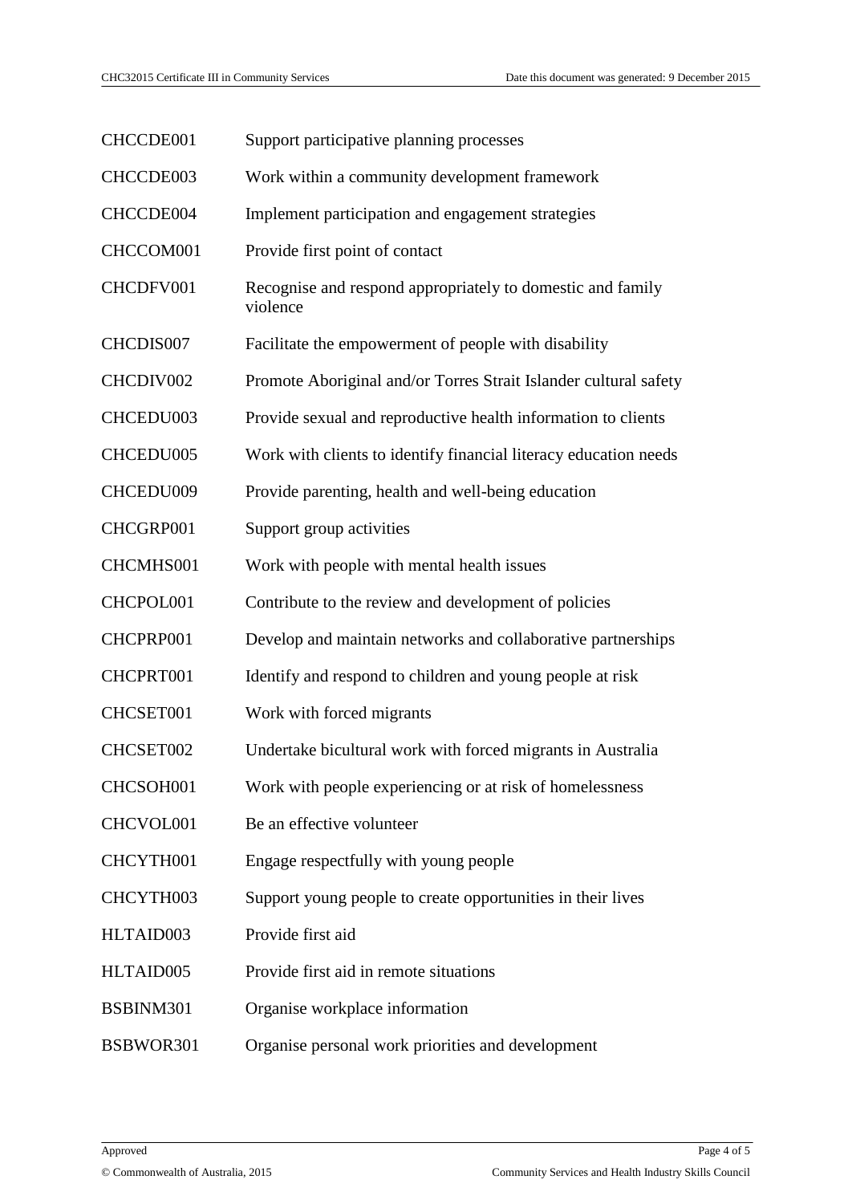| | |
|---|---|
| CHCCDE001 | Support participative planning processes |
| CHCCDE003 | Work within a community development framework |
| CHCCDE004 | Implement participation and engagement strategies |
| CHCCOM001 | Provide first point of contact |
| CHCDFV001 | Recognise and respond appropriately to domestic and family violence |
| CHCDIS007 | Facilitate the empowerment of people with disability |
| CHCDIV002 | Promote Aboriginal and/or Torres Strait Islander cultural safety |
| CHCEDU003 | Provide sexual and reproductive health information to clients |
| CHCEDU005 | Work with clients to identify financial literacy education needs |
| CHCEDU009 | Provide parenting, health and well-being education |
| CHCGRP001 | Support group activities |
| CHCMHS001 | Work with people with mental health issues |
| CHCPOL001 | Contribute to the review and development of policies |
| CHCPRP001 | Develop and maintain networks and collaborative partnerships |
| CHCPRT001 | Identify and respond to children and young people at risk |
| CHCSET001 | Work with forced migrants |
| CHCSET002 | Undertake bicultural work with forced migrants in Australia |
| CHCSOH001 | Work with people experiencing or at risk of homelessness |
| CHCVOL001 | Be an effective volunteer |
| CHCYTH001 | Engage respectfully with young people |
| CHCYTH003 | Support young people to create opportunities in their lives |
| HLTAID003 | Provide first aid |
| HLTAID005 | Provide first aid in remote situations |
| BSBINM301 | Organise workplace information |
| BSBWOR301 | Organise personal work priorities and development |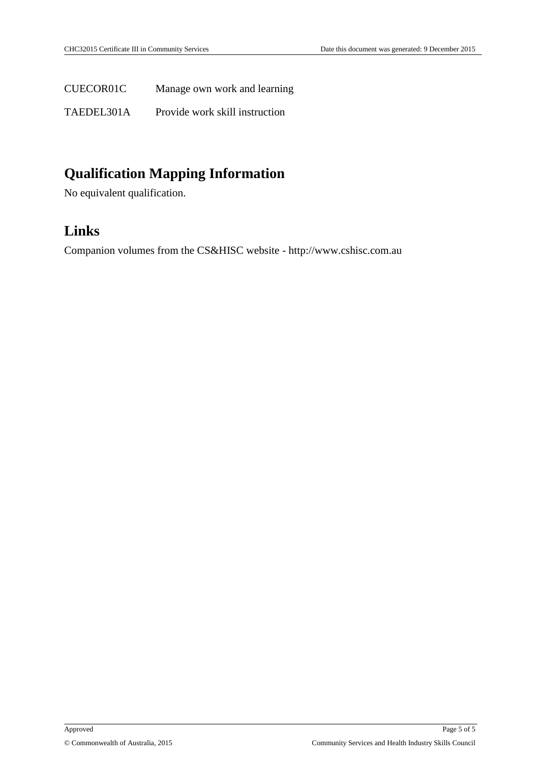| | |
|---|---|
| CUECOR01C | Manage own work and learning |
| TAEDEL301A | Provide work skill instruction |

## Qualification Mapping Information

No equivalent qualification.

## Links

Companion volumes from the CS&HISC website - http://www.cshisc.com.au